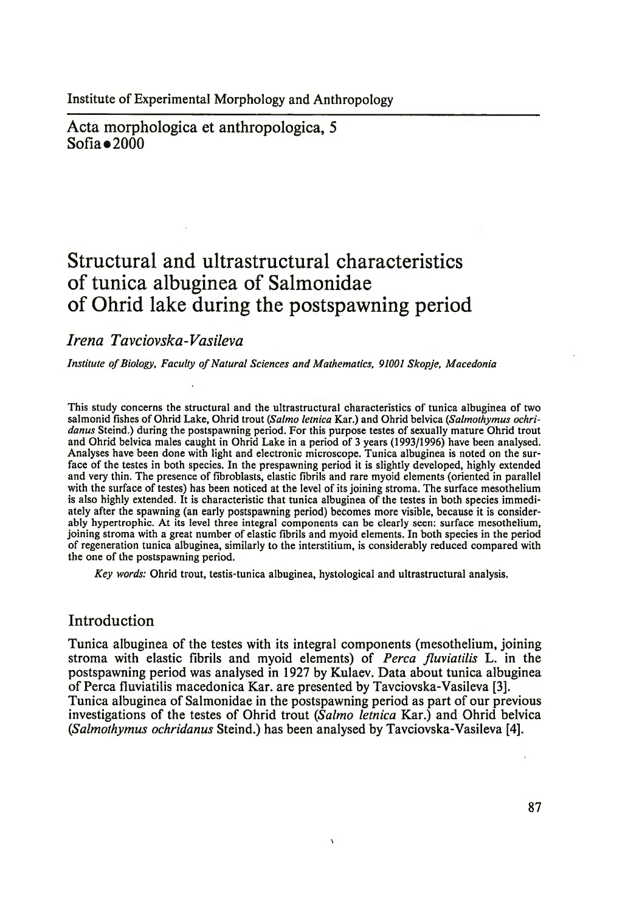Institute of Experimental Morphology and Anthropology

Acta morphologica et anthropologica, 5
Sofia • 2000

# Structural and ultrastructural characteristics of tunica albuginea of Salmonidae of Ohrid lake during the postspawning period

*Irena Tavciovska-Vasileva*

*Institute of Biology, Faculty of Natural Sciences and Mathematics, 91001 Skopje, Macedonia*

This study concerns the structural and the ultrastructural characteristics of tunica albuginea of two salmonid fishes of Ohrid Lake, Ohrid trout (*Salmo letnica* Kar.) and Ohrid belvica (*Salmothymus ochridanus* Steind.) during the postspawning period. For this purpose testes of sexually mature Ohrid trout and Ohrid belvica males caught in Ohrid Lake in a period of 3 years (1993/1996) have been analysed. Analyses have been done with light and electronic microscope. Tunica albuginea is noted on the surface of the testes in both species. In the prespawning period it is slightly developed, highly extended and very thin. The presence of fibroblasts, elastic fibrils and rare myoid elements (oriented in parallel with the surface of testes) has been noticed at the level of its joining stroma. The surface mesothelium is also highly extended. It is characteristic that tunica albuginea of the testes in both species immediately after the spawning (an early postspawning period) becomes more visible, because it is considerably hypertrophic. At its level three integral components can be clearly seen: surface mesothelium, joining stroma with a great number of elastic fibrils and myoid elements. In both species in the period of regeneration tunica albuginea, similarly to the interstitium, is considerably reduced compared with the one of the postspawning period.

*Key words:* Ohrid trout, testis-tunica albuginea, hystological and ultrastructural analysis.

## Introduction

Tunica albuginea of the testes with its integral components (mesothelium, joining stroma with elastic fibrils and myoid elements) of *Perca fluviatilis* L. in the postspawning period was analysed in 1927 by Kulaev. Data about tunica albuginea of Perca fluviatilis macedonica Kar. are presented by Tavciovska-Vasileva [3]. Tunica albuginea of Salmonidae in the postspawning period as part of our previous investigations of the testes of Ohrid trout (*Salmo letnica* Kar.) and Ohrid belvica (*Salmothymus ochridanus* Steind.) has been analysed by Tavciovska-Vasileva [4].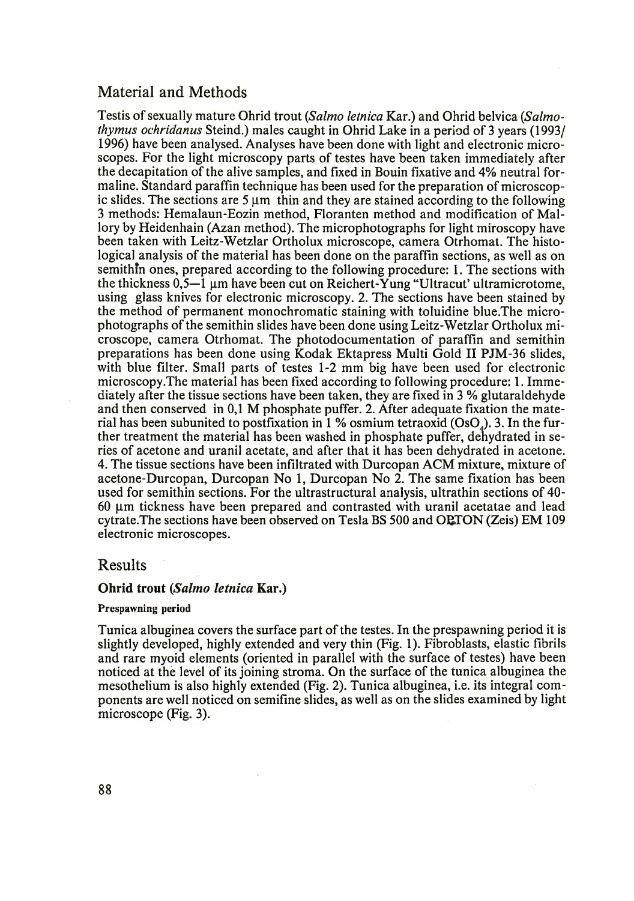## Material and Methods

Testis of sexually mature Ohrid trout (*Salmo letnica* Kar.) and Ohrid belvica (*Salmothymus ochridanus* Steind.) males caught in Ohrid Lake in a period of 3 years (1993/1996) have been analysed. Analyses have been done with light and electronic microscopes. For the light microscopy parts of testes have been taken immediately after the decapitation of the alive samples, and fixed in Bouin fixative and 4% neutral formaline. Standard paraffin technique has been used for the preparation of microscopic slides. The sections are 5 µm thin and they are stained according to the following 3 methods: Hemalaun-Eozin method, Floranten method and modification of Mallory by Heidenhain (Azan method). The microphotographs for light miroscopy have been taken with Leitz-Wetzlar Ortholux microscope, camera Otrhomat. The histological analysis of the material has been done on the paraffin sections, as well as on semithin ones, prepared according to the following procedure: 1. The sections with the thickness 0,5—1 µm have been cut on Reichert-Yung "Ultracut' ultramicrotome, using glass knives for electronic microscopy. 2. The sections have been stained by the method of permanent monochromatic staining with toluidine blue.The microphotographs of the semithin slides have been done using Leitz-Wetzlar Ortholux microscope, camera Otrhomat. The photodocumentation of paraffin and semithin preparations has been done using Kodak Ektapress Multi Gold II PJM-36 slides, with blue filter. Small parts of testes 1-2 mm big have been used for electronic microscopy.The material has been fixed according to following procedure: 1. Immediately after the tissue sections have been taken, they are fixed in 3 % glutaraldehyde and then conserved in 0,1 M phosphate puffer. 2. After adequate fixation the material has been subunited to postfixation in 1 % osmium tetraoxid ($OsO_4$). 3. In the further treatment the material has been washed in phosphate puffer, dehydrated in series of acetone and uranil acetate, and after that it has been dehydrated in acetone. 4. The tissue sections have been infiltrated with Durcopan ACM mixture, mixture of acetone-Durcopan, Durcopan No 1, Durcopan No 2. The same fixation has been used for semithin sections. For the ultrastructural analysis, ultrathin sections of 40-60 µm tickness have been prepared and contrasted with uranil acetatae and lead cytrate.The sections have been observed on Tesla BS 500 and OPTON (Zeis) EM 109 electronic microscopes.

## Results

### Ohrid trout (*Salmo letnica* Kar.)

#### Prespawning period

Tunica albuginea covers the surface part of the testes. In the prespawning period it is slightly developed, highly extended and very thin (Fig. 1). Fibroblasts, elastic fibrils and rare myoid elements (oriented in parallel with the surface of testes) have been noticed at the level of its joining stroma. On the surface of the tunica albuginea the mesothelium is also highly extended (Fig. 2). Tunica albuginea, i.e. its integral components are well noticed on semifine slides, as well as on the slides examined by light microscope (Fig. 3).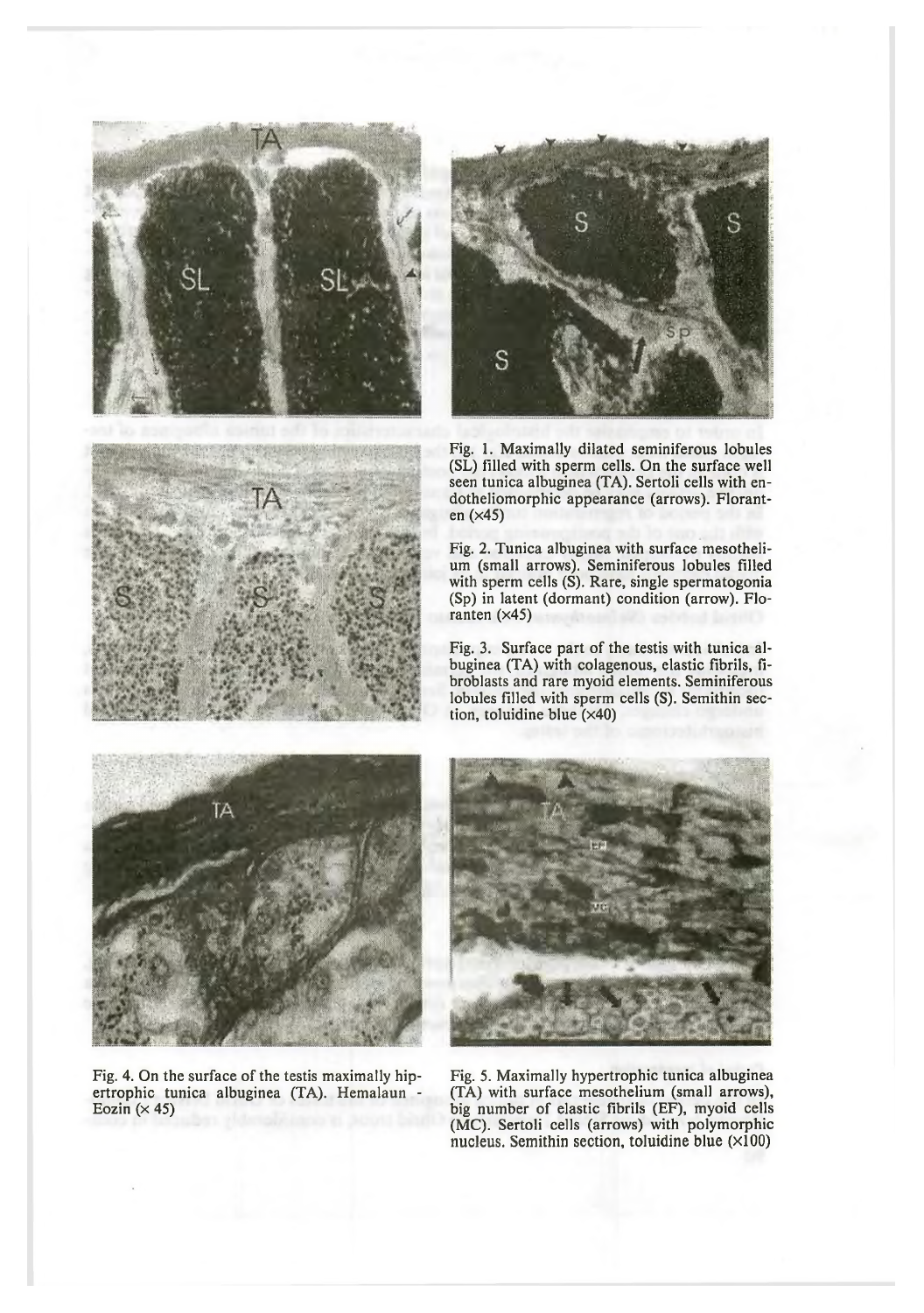Fig. 1. Maximally dilated seminiferous lobules (SL) filled with sperm cells. On the surface well seen tunica albuginea (TA). Sertoli cells with endotheliomorphic appearance (arrows). Floranten (×45)

Fig. 2. Tunica albuginea with surface mesothelium (small arrows). Seminiferous lobules filled with sperm cells (S). Rare, single spermatogonia (Sp) in latent (dormant) condition (arrow). Floranten (×45)

Fig. 3. Surface part of the testis with tunica albuginea (TA) with colagenous, elastic fibrils, fibroblasts and rare myoid elements. Seminiferous lobules filled with sperm cells (S). Semithin section, toluidine blue (×40)

Fig. 4. On the surface of the testis maximally hipertrophic tunica albuginea (TA). Hemalaun - Eozin (× 45)

Fig. 5. Maximally hypertrophic tunica albuginea (TA) with surface mesothelium (small arrows), big number of elastic fibrils (EF), myoid cells (MC). Sertoli cells (arrows) with polymorphic nucleus. Semithin section, toluidine blue (×100)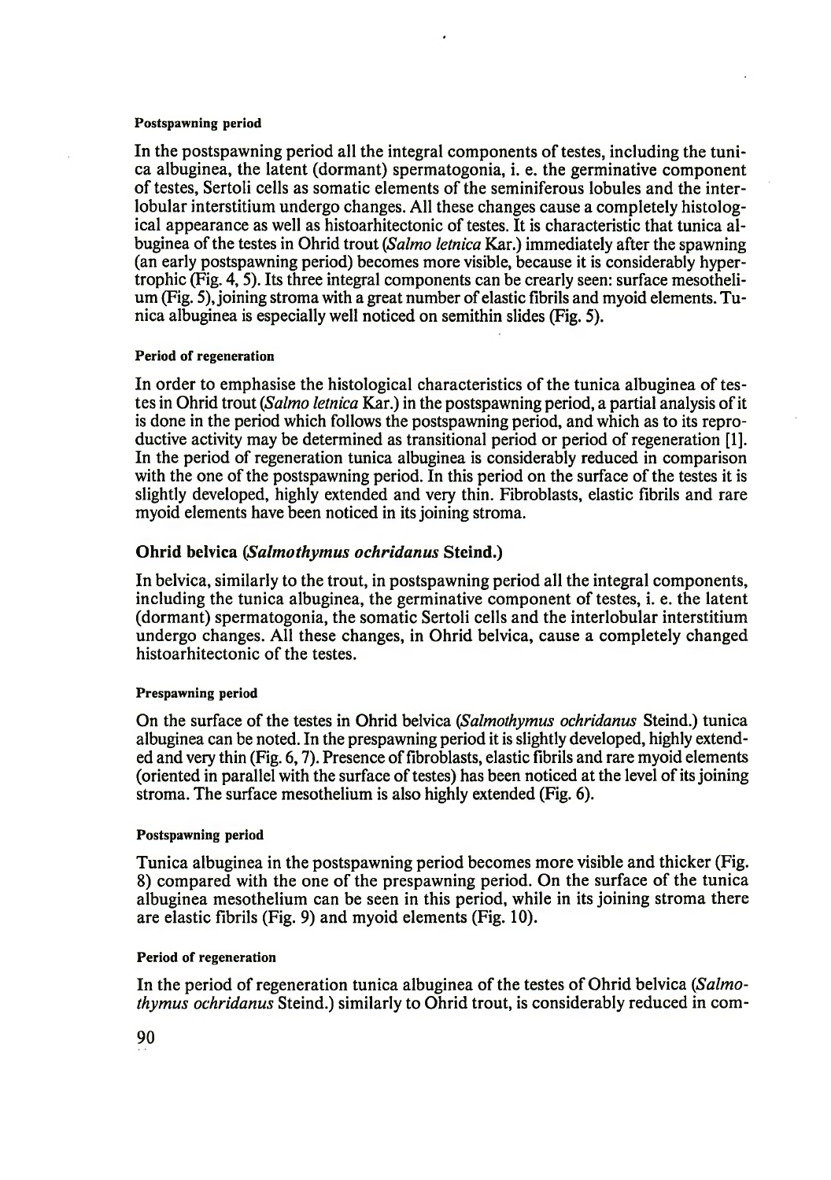#### Postspawning period

In the postspawning period all the integral components of testes, including the tunica albuginea, the latent (dormant) spermatogonia, i. e. the germinative component of testes, Sertoli cells as somatic elements of the seminiferous lobules and the interlobular interstitium undergo changes. All these changes cause a completely histological appearance as well as histoarhitectonic of testes. It is characteristic that tunica albuginea of the testes in Ohrid trout (*Salmo letnica* Kar.) immediately after the spawning (an early postspawning period) becomes more visible, because it is considerably hypertrophic (Fig. 4, 5). Its three integral components can be crearly seen: surface mesothelium (Fig. 5), joining stroma with a great number of elastic fibrils and myoid elements. Tunica albuginea is especially well noticed on semithin slides (Fig. 5).

#### Period of regeneration

In order to emphasise the histological characteristics of the tunica albuginea of testes in Ohrid trout (*Salmo letnica* Kar.) in the postspawning period, a partial analysis of it is done in the period which follows the postspawning period, and which as to its reproductive activity may be determined as transitional period or period of regeneration [1]. In the period of regeneration tunica albuginea is considerably reduced in comparison with the one of the postspawning period. In this period on the surface of the testes it is slightly developed, highly extended and very thin. Fibroblasts, elastic fibrils and rare myoid elements have been noticed in its joining stroma.

### Ohrid belvica (*Salmothymus ochridanus* Steind.)

In belvica, similarly to the trout, in postspawning period all the integral components, including the tunica albuginea, the germinative component of testes, i. e. the latent (dormant) spermatogonia, the somatic Sertoli cells and the interlobular interstitium undergo changes. All these changes, in Ohrid belvica, cause a completely changed histoarhitectonic of the testes.

#### Prespawning period

On the surface of the testes in Ohrid belvica (*Salmothymus ochridanus* Steind.) tunica albuginea can be noted. In the prespawning period it is slightly developed, highly extended and very thin (Fig. 6, 7). Presence of fibroblasts, elastic fibrils and rare myoid elements (oriented in parallel with the surface of testes) has been noticed at the level of its joining stroma. The surface mesothelium is also highly extended (Fig. 6).

#### Postspawning period

Tunica albuginea in the postspawning period becomes more visible and thicker (Fig. 8) compared with the one of the prespawning period. On the surface of the tunica albuginea mesothelium can be seen in this period, while in its joining stroma there are elastic fibrils (Fig. 9) and myoid elements (Fig. 10).

#### Period of regeneration

In the period of regeneration tunica albuginea of the testes of Ohrid belvica (*Salmothymus ochridanus* Steind.) similarly to Ohrid trout, is considerably reduced in com-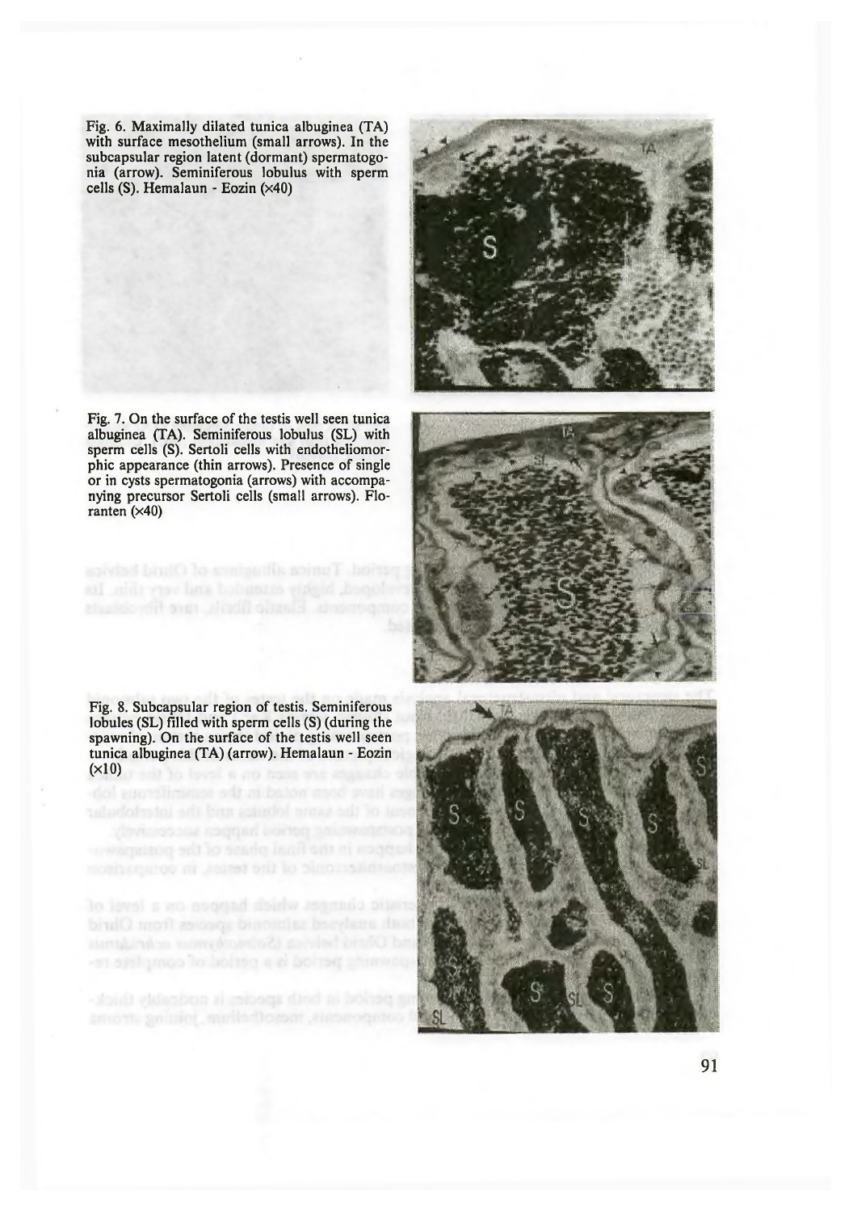Fig. 6. Maximally dilated tunica albuginea (TA) with surface mesothelium (small arrows). In the subcapsular region latent (dormant) spermatogonia (arrow). Seminiferous lobulus with sperm cells (S). Hemalaun - Eozin (×40)

Fig. 7. On the surface of the testis well seen tunica albuginea (TA). Seminiferous lobulus (SL) with sperm cells (S). Sertoli cells with endotheliomorphic appearance (thin arrows). Presence of single or in cysts spermatogonia (arrows) with accompanying precursor Sertoli cells (small arrows). Floranten (×40)

Fig. 8. Subcapsular region of testis. Seminiferous lobules (SL) filled with sperm cells (S) (during the spawning). On the surface of the testis well seen tunica albuginea (TA) (arrow). Hemalaun - Eozin (×10)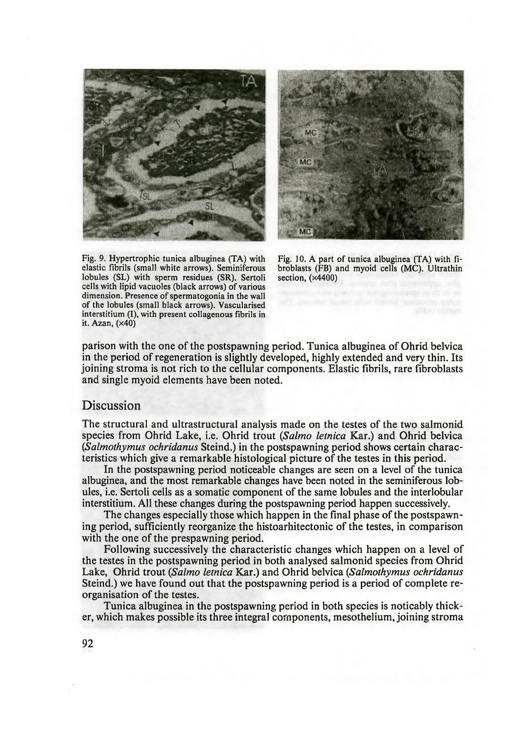Fig. 9. Hypertrophic tunica albuginea (TA) with elastic fibrils (small white arrows). Seminiferous lobules (SL) with sperm residues (SR). Sertoli cells with lipid vacuoles (black arrows) of various dimension. Presence of spermatogonia in the wall of the lobules (small black arrows). Vascularised interstitium (I), with present collagenous fibrils in it. Azan, (×40)

Fig. 10. A part of tunica albuginea (TA) with fibroblasts (FB) and myoid cells (MC). Ultrathin section, (×4400)

parison with the one of the postspawning period. Tunica albuginea of Ohrid belvica in the period of regeneration is slightly developed, highly extended and very thin. Its joining stroma is not rich to the cellular components. Elastic fibrils, rare fibroblasts and single myoid elements have been noted.

## Discussion

The structural and ultrastructural analysis made on the testes of the two salmonid species from Ohrid Lake, i.e. Ohrid trout (*Salmo letnica* Kar.) and Ohrid belvica (*Salmothymus ochridanus* Steind.) in the postspawning period shows certain characteristics which give a remarkable histological picture of the testes in this period.

In the postspawning period noticeable changes are seen on a level of the tunica albuginea, and the most remarkable changes have been noted in the seminiferous lobules, i.e. Sertoli cells as a somatic component of the same lobules and the interlobular interstitium. All these changes during the postspawning period happen successively.

The changes especially those which happen in the final phase of the postspawning period, sufficiently reorganize the histoarhitectonic of the testes, in comparison with the one of the prespawning period.

Following successively the characteristic changes which happen on a level of the testes in the postspawning period in both analysed salmonid species from Ohrid Lake, Ohrid trout (*Salmo letnica* Kar.) and Ohrid belvica (*Salmothymus ochridanus* Steind.) we have found out that the postspawning period is a period of complete reorganisation of the testes.

Tunica albuginea in the postspawning period in both species is noticably thicker, which makes possible its three integral components, mesothelium, joining stroma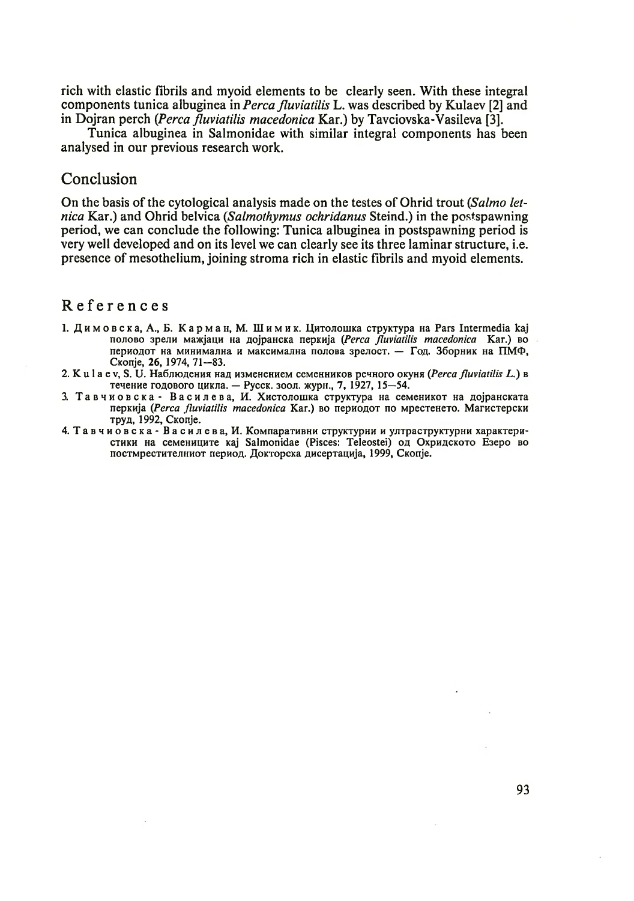rich with elastic fibrils and myoid elements to be clearly seen. With these integral components tunica albuginea in *Perca fluviatilis* L. was described by Kulaev [2] and in Dojran perch (*Perca fluviatilis macedonica* Kar.) by Tavciovska-Vasileva [3].

Tunica albuginea in Salmonidae with similar integral components has been analysed in our previous research work.

## Conclusion

On the basis of the cytological analysis made on the testes of Ohrid trout (*Salmo letnica* Kar.) and Ohrid belvica (*Salmothymus ochridanus* Steind.) in the postspawning period, we can conclude the following: Tunica albuginea in postspawning period is very well developed and on its level we can clearly see its three laminar structure, i.e. presence of mesothelium, joining stroma rich in elastic fibrils and myoid elements.

## References

1. Димовска, А., Б. Карман, М. Шимик. Цитолошка структура на Pars Intermedia kaj полово зрели мажјаци на дојранска перкија (*Perca fluviatilis macedonica* Kar.) во периодот на минимална и максимална полова зрелост. — Год. Зборник на ПМФ, Скопје, **26**, 1974, 71—83.
2. Kulaev, S. U. Наблюдения над изменением семенников речного окуня (*Perca fluviatilis L.*) в течение годового цикла. — Русск. зоол. журн., **7**, 1927, 15—54.
3. Тавчиовска-Василева, И. Хистолошка структура на семеникот на дојранската перкија (*Perca fluviatilis macedonica* Kar.) во периодот по мрестенето. Магистерски труд, 1992, Скопје.
4. Тавчиовска-Василева, И. Компаративни структурни и ултраструктурни карактеристики на семениците кај Salmonidae (Pisces: Teleostei) од Охридското Езеро во постмрестителниот период. Докторска дисертација, 1999, Скопје.